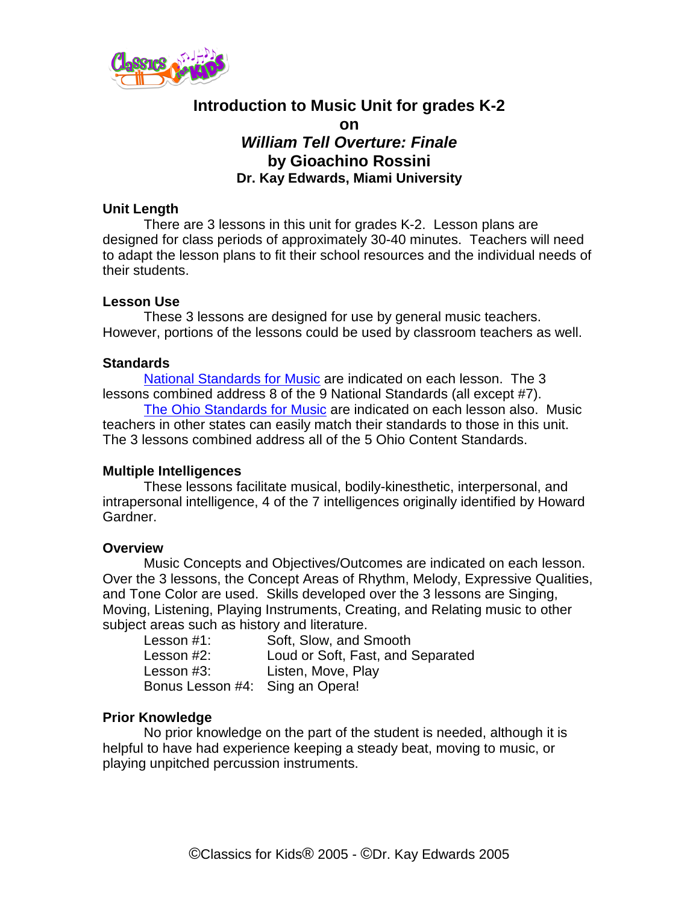# Introduction to Music Unit for grades K-2
## on
## *William Tell Overture: Finale*
## by Gioachino Rossini
### Dr. Kay Edwards, Miami University

**Unit Length**

There are 3 lessons in this unit for grades K-2. Lesson plans are designed for class periods of approximately 30-40 minutes. Teachers will need to adapt the lesson plans to fit their school resources and the individual needs of their students.

**Lesson Use**

These 3 lessons are designed for use by general music teachers. However, portions of the lessons could be used by classroom teachers as well.

**Standards**

National Standards for Music are indicated on each lesson. The 3 lessons combined address 8 of the 9 National Standards (all except #7).

The Ohio Standards for Music are indicated on each lesson also. Music teachers in other states can easily match their standards to those in this unit. The 3 lessons combined address all of the 5 Ohio Content Standards.

**Multiple Intelligences**

These lessons facilitate musical, bodily-kinesthetic, interpersonal, and intrapersonal intelligence, 4 of the 7 intelligences originally identified by Howard Gardner.

**Overview**

Music Concepts and Objectives/Outcomes are indicated on each lesson. Over the 3 lessons, the Concept Areas of Rhythm, Melody, Expressive Qualities, and Tone Color are used. Skills developed over the 3 lessons are Singing, Moving, Listening, Playing Instruments, Creating, and Relating music to other subject areas such as history and literature.

| | |
|---|---|
| Lesson #1: | Soft, Slow, and Smooth |
| Lesson #2: | Loud or Soft, Fast, and Separated |
| Lesson #3: | Listen, Move, Play |
| Bonus Lesson #4: | Sing an Opera! |

**Prior Knowledge**

No prior knowledge on the part of the student is needed, although it is helpful to have had experience keeping a steady beat, moving to music, or playing unpitched percussion instruments.

©Classics for Kids® 2005 - ©Dr. Kay Edwards 2005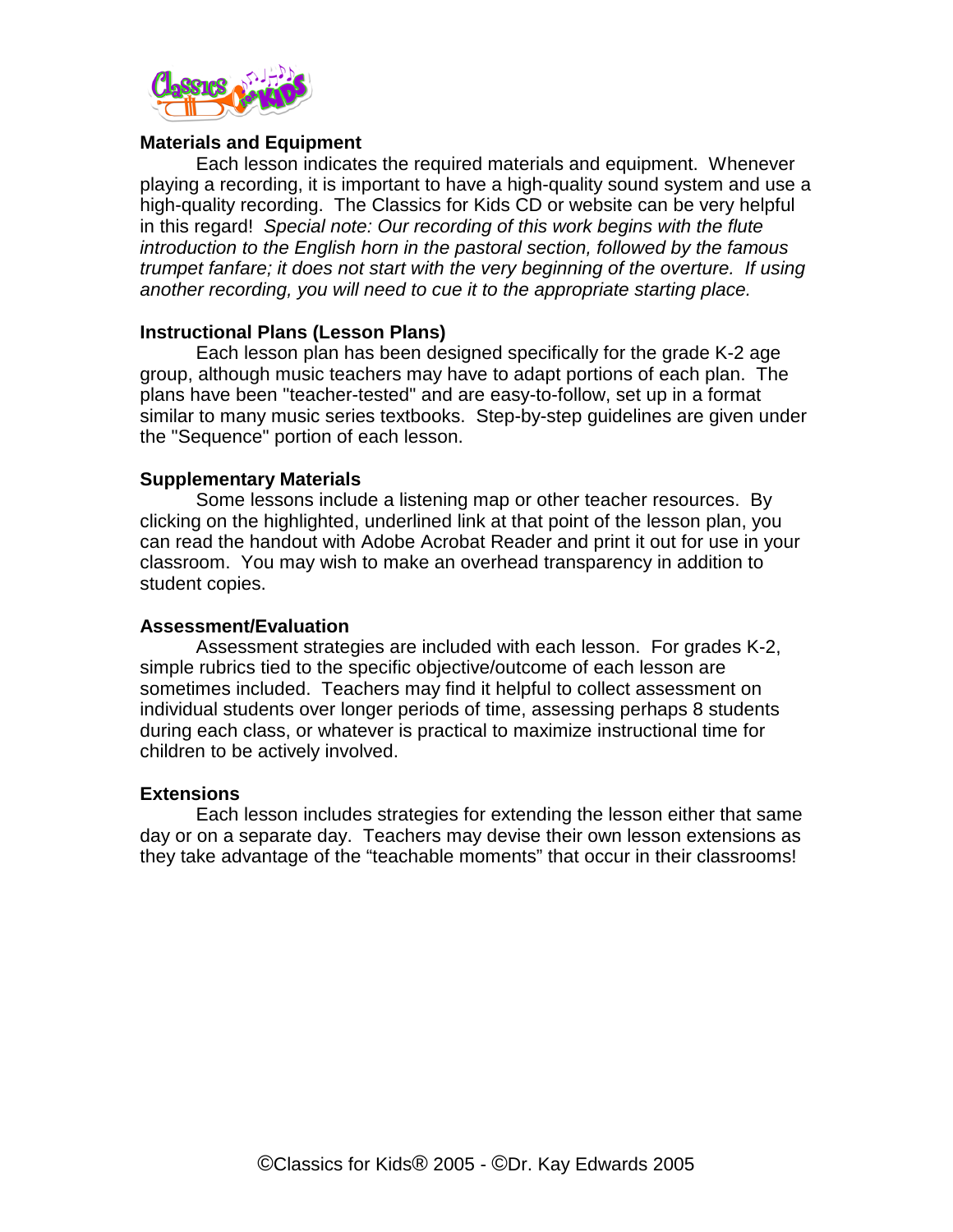**Materials and Equipment**

Each lesson indicates the required materials and equipment. Whenever playing a recording, it is important to have a high-quality sound system and use a high-quality recording. The Classics for Kids CD or website can be very helpful in this regard! *Special note: Our recording of this work begins with the flute introduction to the English horn in the pastoral section, followed by the famous trumpet fanfare; it does not start with the very beginning of the overture. If using another recording, you will need to cue it to the appropriate starting place.*

**Instructional Plans (Lesson Plans)**

Each lesson plan has been designed specifically for the grade K-2 age group, although music teachers may have to adapt portions of each plan. The plans have been "teacher-tested" and are easy-to-follow, set up in a format similar to many music series textbooks. Step-by-step guidelines are given under the "Sequence" portion of each lesson.

**Supplementary Materials**

Some lessons include a listening map or other teacher resources. By clicking on the highlighted, underlined link at that point of the lesson plan, you can read the handout with Adobe Acrobat Reader and print it out for use in your classroom. You may wish to make an overhead transparency in addition to student copies.

**Assessment/Evaluation**

Assessment strategies are included with each lesson. For grades K-2, simple rubrics tied to the specific objective/outcome of each lesson are sometimes included. Teachers may find it helpful to collect assessment on individual students over longer periods of time, assessing perhaps 8 students during each class, or whatever is practical to maximize instructional time for children to be actively involved.

**Extensions**

Each lesson includes strategies for extending the lesson either that same day or on a separate day. Teachers may devise their own lesson extensions as they take advantage of the "teachable moments" that occur in their classrooms!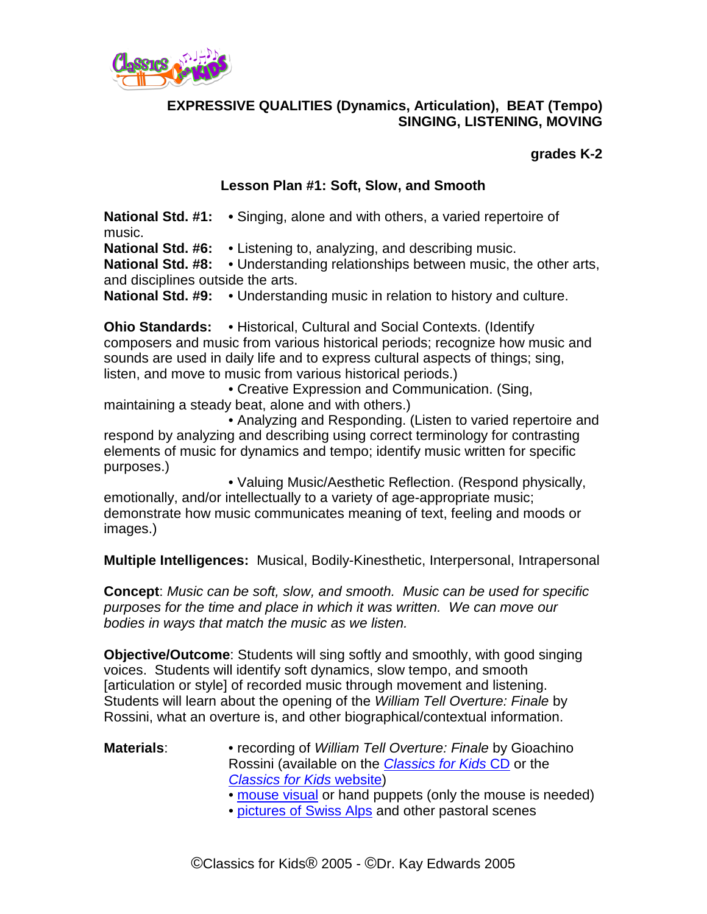**EXPRESSIVE QUALITIES (Dynamics, Articulation), BEAT (Tempo)**
**SINGING, LISTENING, MOVING**

**grades K-2**

## Lesson Plan #1: Soft, Slow, and Smooth

**National Std. #1:** • Singing, alone and with others, a varied repertoire of music.
**National Std. #6:** • Listening to, analyzing, and describing music.
**National Std. #8:** • Understanding relationships between music, the other arts, and disciplines outside the arts.
**National Std. #9:** • Understanding music in relation to history and culture.

**Ohio Standards:** • Historical, Cultural and Social Contexts. (Identify composers and music from various historical periods; recognize how music and sounds are used in daily life and to express cultural aspects of things; sing, listen, and move to music from various historical periods.)
• Creative Expression and Communication. (Sing, maintaining a steady beat, alone and with others.)
• Analyzing and Responding. (Listen to varied repertoire and respond by analyzing and describing using correct terminology for contrasting elements of music for dynamics and tempo; identify music written for specific purposes.)
• Valuing Music/Aesthetic Reflection. (Respond physically, emotionally, and/or intellectually to a variety of age-appropriate music; demonstrate how music communicates meaning of text, feeling and moods or images.)

**Multiple Intelligences:** Musical, Bodily-Kinesthetic, Interpersonal, Intrapersonal

**Concept**: *Music can be soft, slow, and smooth. Music can be used for specific purposes for the time and place in which it was written. We can move our bodies in ways that match the music as we listen.*

**Objective/Outcome**: Students will sing softly and smoothly, with good singing voices. Students will identify soft dynamics, slow tempo, and smooth [articulation or style] of recorded music through movement and listening. Students will learn about the opening of the *William Tell Overture: Finale* by Rossini, what an overture is, and other biographical/contextual information.

**Materials**:
- recording of *William Tell Overture: Finale* by Gioachino Rossini (available on the *Classics for Kids* CD or the *Classics for Kids* website)
- mouse visual or hand puppets (only the mouse is needed)
- pictures of Swiss Alps and other pastoral scenes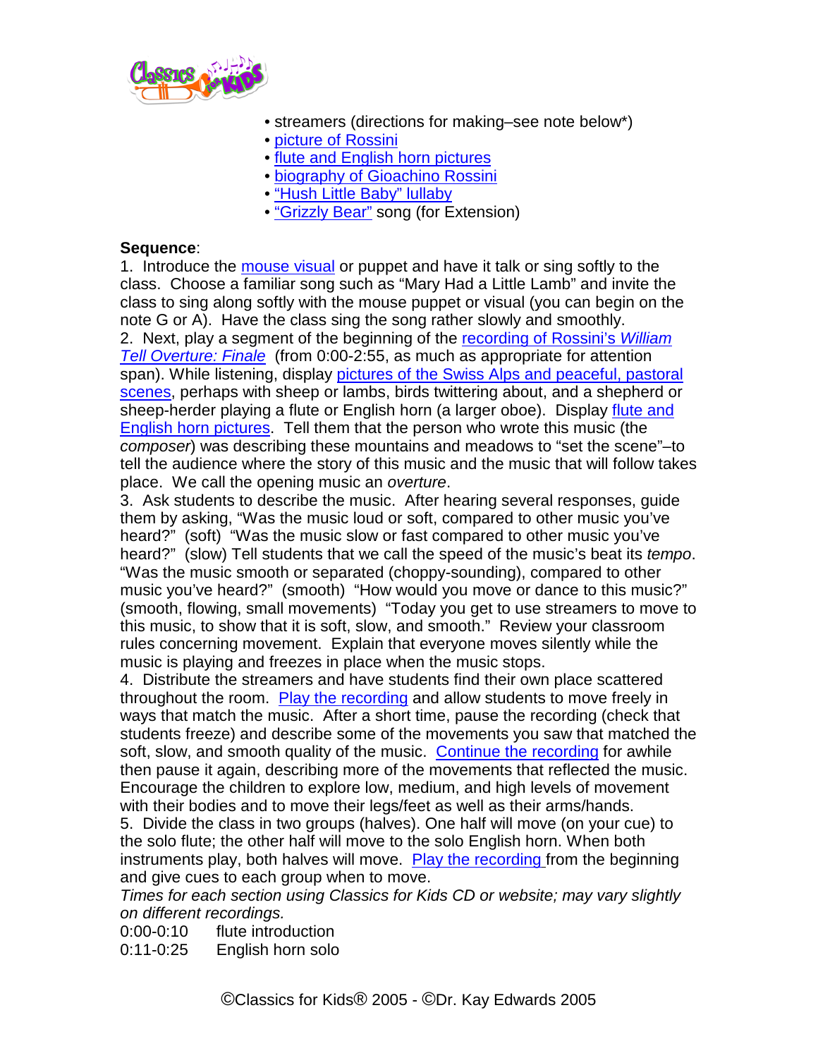- streamers (directions for making–see note below*)
- picture of Rossini
- flute and English horn pictures
- biography of Gioachino Rossini
- "Hush Little Baby" lullaby
- "Grizzly Bear" song (for Extension)

**Sequence**:

1. Introduce the mouse visual or puppet and have it talk or sing softly to the class. Choose a familiar song such as "Mary Had a Little Lamb" and invite the class to sing along softly with the mouse puppet or visual (you can begin on the note G or A). Have the class sing the song rather slowly and smoothly.
2. Next, play a segment of the beginning of the recording of Rossini's *William Tell Overture: Finale* (from 0:00-2:55, as much as appropriate for attention span). While listening, display pictures of the Swiss Alps and peaceful, pastoral scenes, perhaps with sheep or lambs, birds twittering about, and a shepherd or sheep-herder playing a flute or English horn (a larger oboe). Display flute and English horn pictures. Tell them that the person who wrote this music (the *composer*) was describing these mountains and meadows to "set the scene"–to tell the audience where the story of this music and the music that will follow takes place. We call the opening music an *overture*.
3. Ask students to describe the music. After hearing several responses, guide them by asking, "Was the music loud or soft, compared to other music you've heard?" (soft) "Was the music slow or fast compared to other music you've heard?" (slow) Tell students that we call the speed of the music's beat its *tempo*. "Was the music smooth or separated (choppy-sounding), compared to other music you've heard?" (smooth) "How would you move or dance to this music?" (smooth, flowing, small movements) "Today you get to use streamers to move to this music, to show that it is soft, slow, and smooth." Review your classroom rules concerning movement. Explain that everyone moves silently while the music is playing and freezes in place when the music stops.
4. Distribute the streamers and have students find their own place scattered throughout the room. Play the recording and allow students to move freely in ways that match the music. After a short time, pause the recording (check that students freeze) and describe some of the movements you saw that matched the soft, slow, and smooth quality of the music. Continue the recording for awhile then pause it again, describing more of the movements that reflected the music. Encourage the children to explore low, medium, and high levels of movement with their bodies and to move their legs/feet as well as their arms/hands.
5. Divide the class in two groups (halves). One half will move (on your cue) to the solo flute; the other half will move to the solo English horn. When both instruments play, both halves will move. Play the recording from the beginning and give cues to each group when to move.

*Times for each section using Classics for Kids CD or website; may vary slightly on different recordings.*

0:00-0:10 flute introduction
0:11-0:25 English horn solo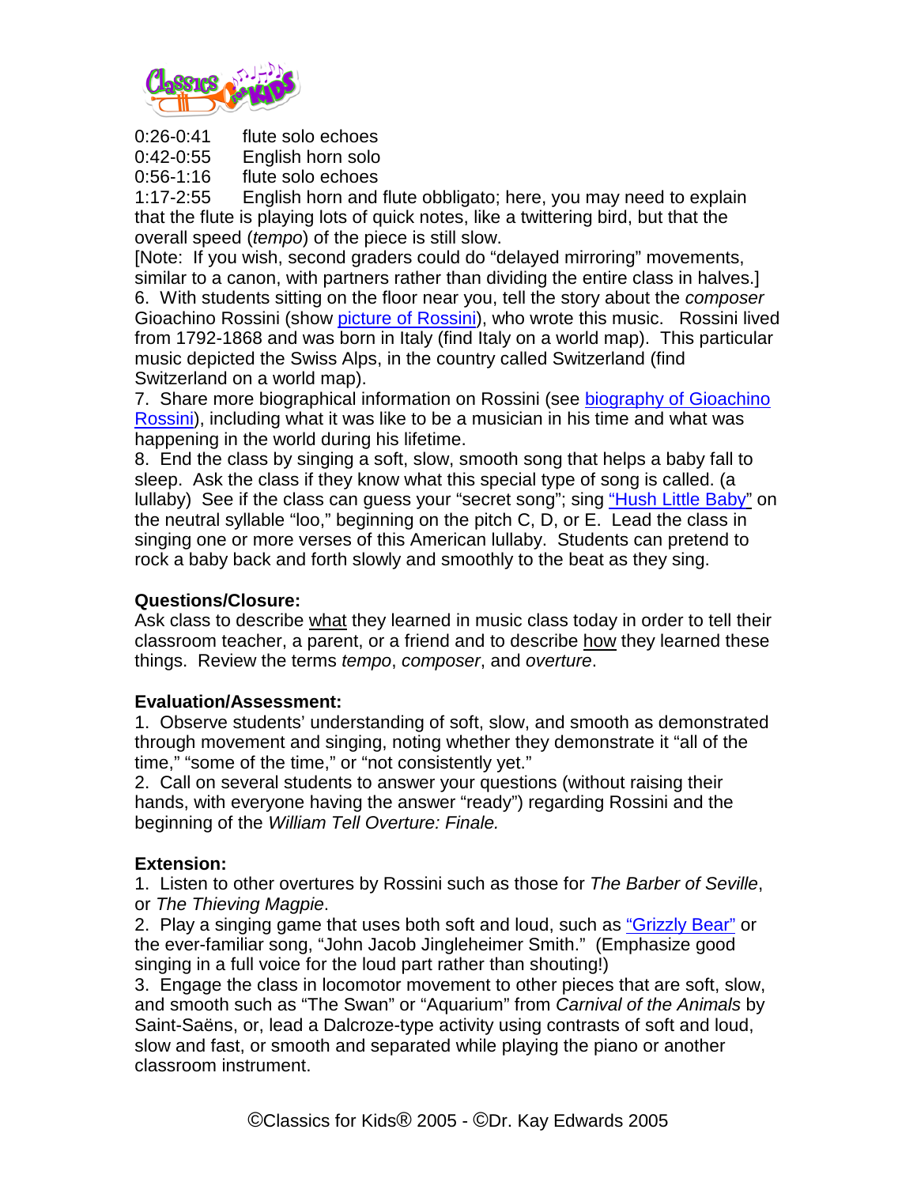0:26-0:41 flute solo echoes
0:42-0:55 English horn solo
0:56-1:16 flute solo echoes
1:17-2:55 English horn and flute obbligato; here, you may need to explain that the flute is playing lots of quick notes, like a twittering bird, but that the overall speed (*tempo*) of the piece is still slow.

[Note: If you wish, second graders could do "delayed mirroring" movements, similar to a canon, with partners rather than dividing the entire class in halves.]

6. With students sitting on the floor near you, tell the story about the *composer* Gioachino Rossini (show picture of Rossini), who wrote this music. Rossini lived from 1792-1868 and was born in Italy (find Italy on a world map). This particular music depicted the Swiss Alps, in the country called Switzerland (find Switzerland on a world map).

7. Share more biographical information on Rossini (see biography of Gioachino Rossini), including what it was like to be a musician in his time and what was happening in the world during his lifetime.

8. End the class by singing a soft, slow, smooth song that helps a baby fall to sleep. Ask the class if they know what this special type of song is called. (a lullaby) See if the class can guess your "secret song"; sing "Hush Little Baby" on the neutral syllable "loo," beginning on the pitch C, D, or E. Lead the class in singing one or more verses of this American lullaby. Students can pretend to rock a baby back and forth slowly and smoothly to the beat as they sing.

**Questions/Closure:**

Ask class to describe what they learned in music class today in order to tell their classroom teacher, a parent, or a friend and to describe how they learned these things. Review the terms *tempo*, *composer*, and *overture*.

**Evaluation/Assessment:**

1. Observe students' understanding of soft, slow, and smooth as demonstrated through movement and singing, noting whether they demonstrate it "all of the time," "some of the time," or "not consistently yet."

2. Call on several students to answer your questions (without raising their hands, with everyone having the answer "ready") regarding Rossini and the beginning of the *William Tell Overture: Finale.*

**Extension:**

1. Listen to other overtures by Rossini such as those for *The Barber of Seville*, or *The Thieving Magpie*.

2. Play a singing game that uses both soft and loud, such as "Grizzly Bear" or the ever-familiar song, "John Jacob Jingleheimer Smith." (Emphasize good singing in a full voice for the loud part rather than shouting!)

3. Engage the class in locomotor movement to other pieces that are soft, slow, and smooth such as "The Swan" or "Aquarium" from *Carnival of the Animals* by Saint-Saëns, or, lead a Dalcroze-type activity using contrasts of soft and loud, slow and fast, or smooth and separated while playing the piano or another classroom instrument.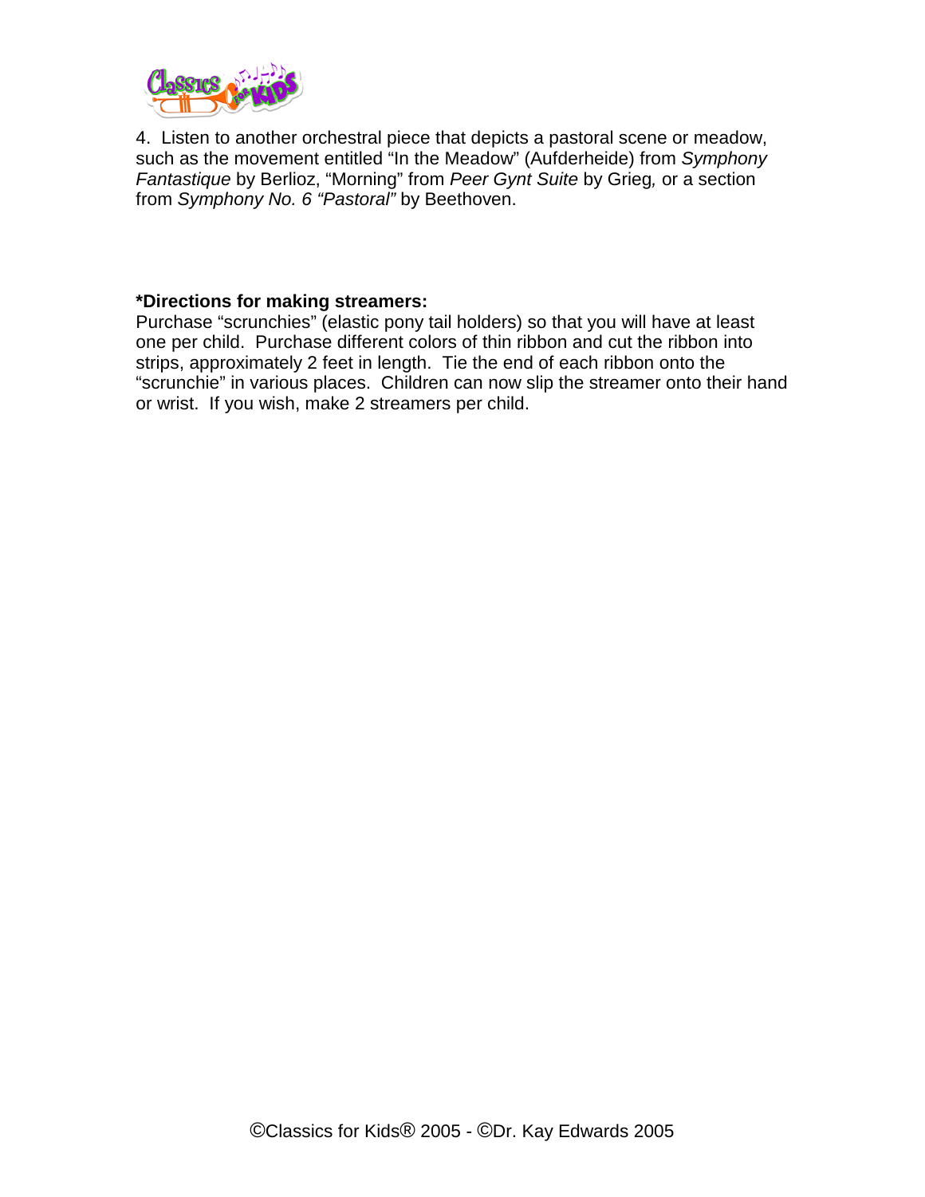4. Listen to another orchestral piece that depicts a pastoral scene or meadow, such as the movement entitled "In the Meadow" (Aufderheide) from *Symphony Fantastique* by Berlioz, "Morning" from *Peer Gynt Suite* by Grieg*,* or a section from *Symphony No. 6 "Pastoral"* by Beethoven.

**\*Directions for making streamers:**

Purchase "scrunchies" (elastic pony tail holders) so that you will have at least one per child. Purchase different colors of thin ribbon and cut the ribbon into strips, approximately 2 feet in length. Tie the end of each ribbon onto the "scrunchie" in various places. Children can now slip the streamer onto their hand or wrist. If you wish, make 2 streamers per child.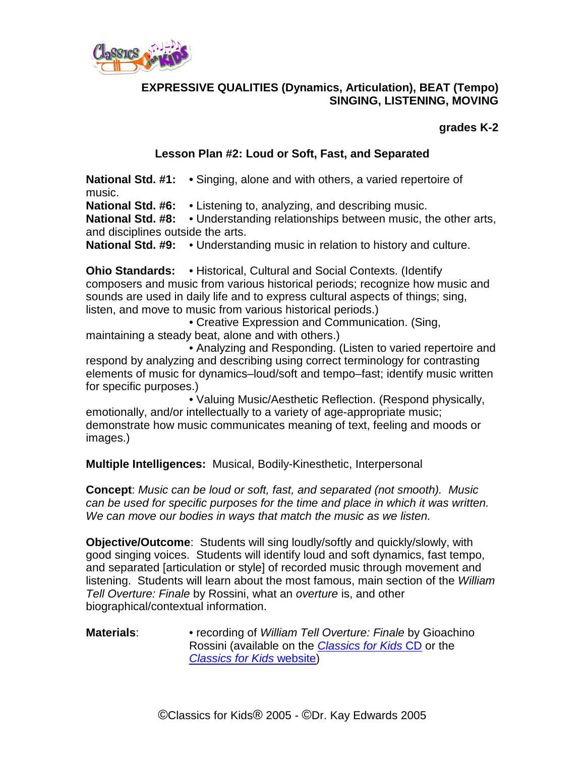**EXPRESSIVE QUALITIES (Dynamics, Articulation), BEAT (Tempo)**
**SINGING, LISTENING, MOVING**

**grades K-2**

## Lesson Plan #2: Loud or Soft, Fast, and Separated

**National Std. #1:** • Singing, alone and with others, a varied repertoire of music.
**National Std. #6:** • Listening to, analyzing, and describing music.
**National Std. #8:** • Understanding relationships between music, the other arts, and disciplines outside the arts.
**National Std. #9:** • Understanding music in relation to history and culture.

**Ohio Standards:** • Historical, Cultural and Social Contexts. (Identify composers and music from various historical periods; recognize how music and sounds are used in daily life and to express cultural aspects of things; sing, listen, and move to music from various historical periods.)
• Creative Expression and Communication. (Sing, maintaining a steady beat, alone and with others.)
• Analyzing and Responding. (Listen to varied repertoire and respond by analyzing and describing using correct terminology for contrasting elements of music for dynamics–loud/soft and tempo–fast; identify music written for specific purposes.)
• Valuing Music/Aesthetic Reflection. (Respond physically, emotionally, and/or intellectually to a variety of age-appropriate music; demonstrate how music communicates meaning of text, feeling and moods or images.)

**Multiple Intelligences:** Musical, Bodily-Kinesthetic, Interpersonal

**Concept**: *Music can be loud or soft, fast, and separated (not smooth). Music can be used for specific purposes for the time and place in which it was written. We can move our bodies in ways that match the music as we listen.*

**Objective/Outcome**: Students will sing loudly/softly and quickly/slowly, with good singing voices. Students will identify loud and soft dynamics, fast tempo, and separated [articulation or style] of recorded music through movement and listening. Students will learn about the most famous, main section of the *William Tell Overture: Finale* by Rossini, what an *overture* is, and other biographical/contextual information.

**Materials**: • recording of *William Tell Overture: Finale* by Gioachino Rossini (available on the *Classics for Kids* CD or the *Classics for Kids* website)

©Classics for Kids® 2005 - ©Dr. Kay Edwards 2005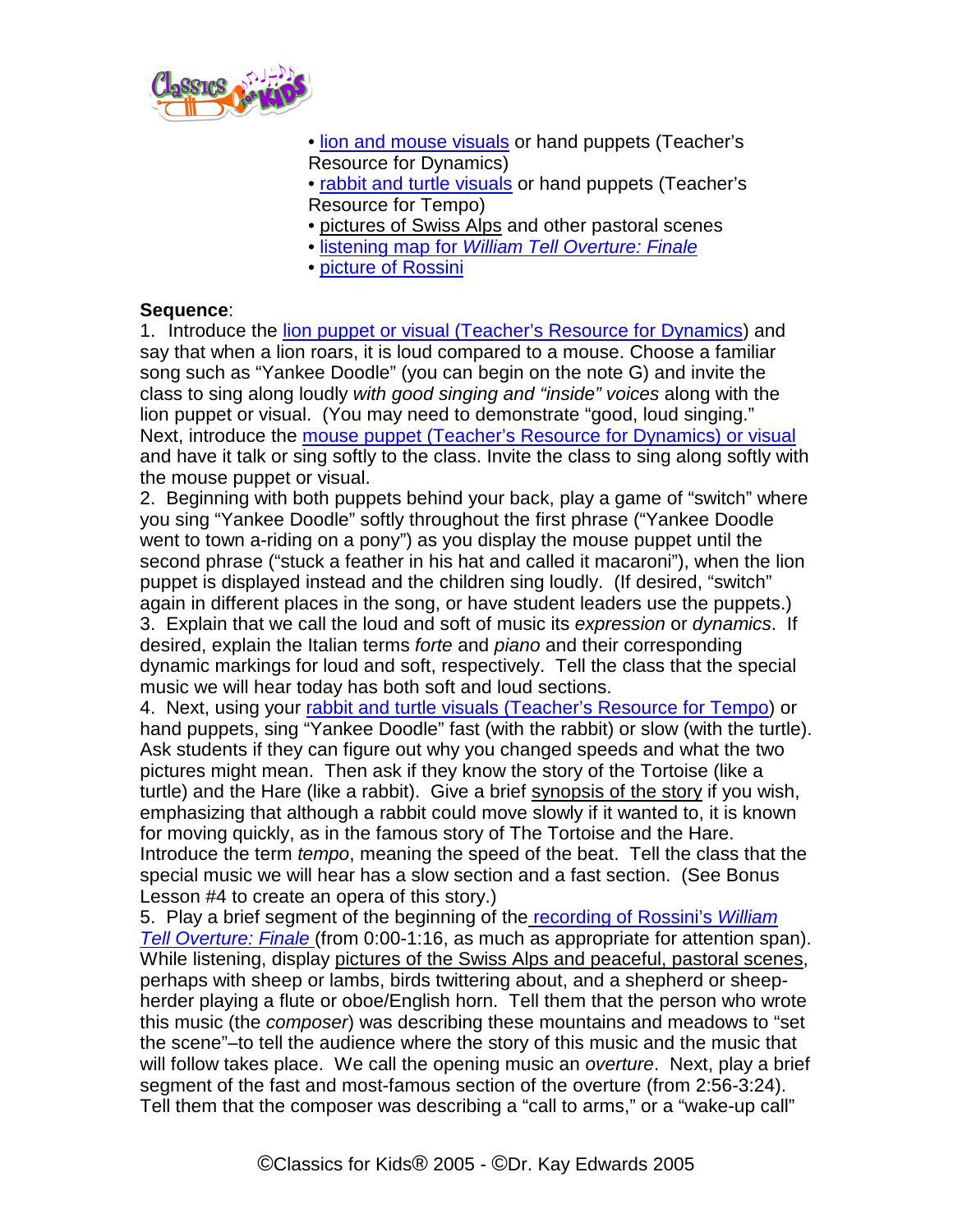- lion and mouse visuals or hand puppets (Teacher's Resource for Dynamics)
- rabbit and turtle visuals or hand puppets (Teacher's Resource for Tempo)
- pictures of Swiss Alps and other pastoral scenes
- listening map for *William Tell Overture: Finale*
- picture of Rossini

**Sequence**:

1. Introduce the lion puppet or visual (Teacher's Resource for Dynamics) and say that when a lion roars, it is loud compared to a mouse. Choose a familiar song such as "Yankee Doodle" (you can begin on the note G) and invite the class to sing along loudly *with good singing and "inside" voices* along with the lion puppet or visual. (You may need to demonstrate "good, loud singing." Next, introduce the mouse puppet (Teacher's Resource for Dynamics) or visual and have it talk or sing softly to the class. Invite the class to sing along softly with the mouse puppet or visual.
2. Beginning with both puppets behind your back, play a game of "switch" where you sing "Yankee Doodle" softly throughout the first phrase ("Yankee Doodle went to town a-riding on a pony") as you display the mouse puppet until the second phrase ("stuck a feather in his hat and called it macaroni"), when the lion puppet is displayed instead and the children sing loudly. (If desired, "switch" again in different places in the song, or have student leaders use the puppets.)
3. Explain that we call the loud and soft of music its *expression* or *dynamics*. If desired, explain the Italian terms *forte* and *piano* and their corresponding dynamic markings for loud and soft, respectively. Tell the class that the special music we will hear today has both soft and loud sections.
4. Next, using your rabbit and turtle visuals (Teacher's Resource for Tempo) or hand puppets, sing "Yankee Doodle" fast (with the rabbit) or slow (with the turtle). Ask students if they can figure out why you changed speeds and what the two pictures might mean. Then ask if they know the story of the Tortoise (like a turtle) and the Hare (like a rabbit). Give a brief synopsis of the story if you wish, emphasizing that although a rabbit could move slowly if it wanted to, it is known for moving quickly, as in the famous story of The Tortoise and the Hare. Introduce the term *tempo*, meaning the speed of the beat. Tell the class that the special music we will hear has a slow section and a fast section. (See Bonus Lesson #4 to create an opera of this story.)
5. Play a brief segment of the beginning of the recording of Rossini's *William Tell Overture: Finale* (from 0:00-1:16, as much as appropriate for attention span). While listening, display pictures of the Swiss Alps and peaceful, pastoral scenes, perhaps with sheep or lambs, birds twittering about, and a shepherd or sheep-herder playing a flute or oboe/English horn. Tell them that the person who wrote this music (the *composer*) was describing these mountains and meadows to "set the scene"–to tell the audience where the story of this music and the music that will follow takes place. We call the opening music an *overture*. Next, play a brief segment of the fast and most-famous section of the overture (from 2:56-3:24). Tell them that the composer was describing a "call to arms," or a "wake-up call"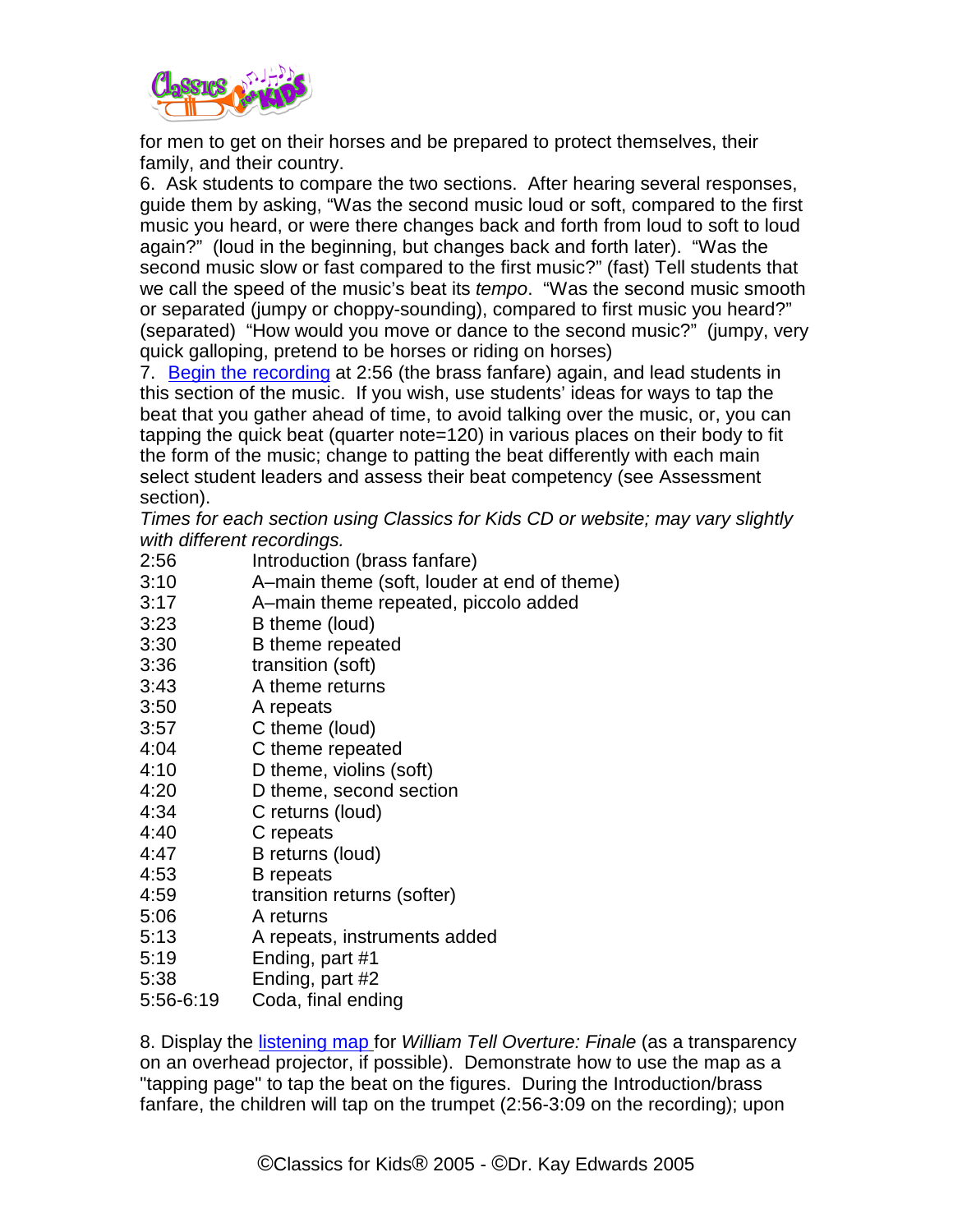for men to get on their horses and be prepared to protect themselves, their family, and their country.

6. Ask students to compare the two sections. After hearing several responses, guide them by asking, "Was the second music loud or soft, compared to the first music you heard, or were there changes back and forth from loud to soft to loud again?" (loud in the beginning, but changes back and forth later). "Was the second music slow or fast compared to the first music?" (fast) Tell students that we call the speed of the music's beat its *tempo*. "Was the second music smooth or separated (jumpy or choppy-sounding), compared to first music you heard?" (separated) "How would you move or dance to the second music?" (jumpy, very quick galloping, pretend to be horses or riding on horses)

7. Begin the recording at 2:56 (the brass fanfare) again, and lead students in this section of the music. If you wish, use students' ideas for ways to tap the beat that you gather ahead of time, to avoid talking over the music, or, you can tapping the quick beat (quarter note=120) in various places on their body to fit the form of the music; change to patting the beat differently with each main select student leaders and assess their beat competency (see Assessment section).

*Times for each section using Classics for Kids CD or website; may vary slightly with different recordings.*

| | |
|---|---|
| 2:56 | Introduction (brass fanfare) |
| 3:10 | A–main theme (soft, louder at end of theme) |
| 3:17 | A–main theme repeated, piccolo added |
| 3:23 | B theme (loud) |
| 3:30 | B theme repeated |
| 3:36 | transition (soft) |
| 3:43 | A theme returns |
| 3:50 | A repeats |
| 3:57 | C theme (loud) |
| 4:04 | C theme repeated |
| 4:10 | D theme, violins (soft) |
| 4:20 | D theme, second section |
| 4:34 | C returns (loud) |
| 4:40 | C repeats |
| 4:47 | B returns (loud) |
| 4:53 | B repeats |
| 4:59 | transition returns (softer) |
| 5:06 | A returns |
| 5:13 | A repeats, instruments added |
| 5:19 | Ending, part #1 |
| 5:38 | Ending, part #2 |
| 5:56-6:19 | Coda, final ending |

8. Display the listening map for *William Tell Overture: Finale* (as a transparency on an overhead projector, if possible). Demonstrate how to use the map as a "tapping page" to tap the beat on the figures. During the Introduction/brass fanfare, the children will tap on the trumpet (2:56-3:09 on the recording); upon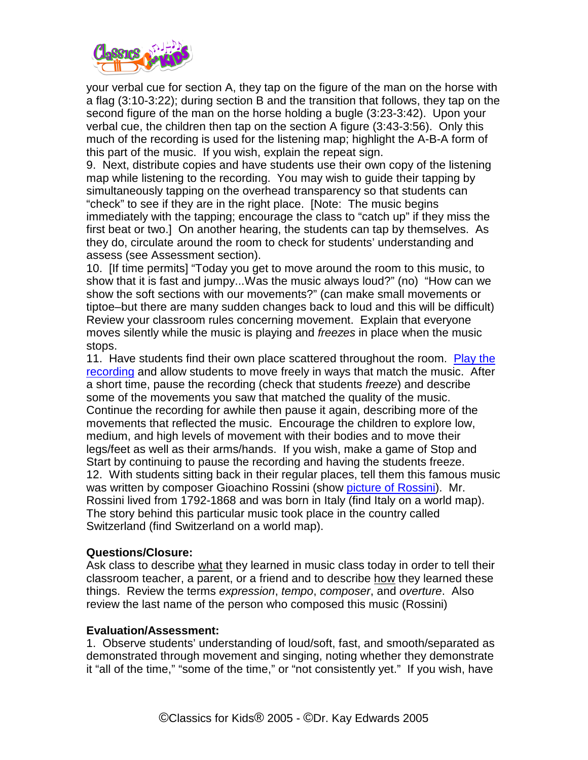your verbal cue for section A, they tap on the figure of the man on the horse with a flag (3:10-3:22); during section B and the transition that follows, they tap on the second figure of the man on the horse holding a bugle (3:23-3:42). Upon your verbal cue, the children then tap on the section A figure (3:43-3:56). Only this much of the recording is used for the listening map; highlight the A-B-A form of this part of the music. If you wish, explain the repeat sign.

9. Next, distribute copies and have students use their own copy of the listening map while listening to the recording. You may wish to guide their tapping by simultaneously tapping on the overhead transparency so that students can "check" to see if they are in the right place. [Note: The music begins immediately with the tapping; encourage the class to "catch up" if they miss the first beat or two.] On another hearing, the students can tap by themselves. As they do, circulate around the room to check for students' understanding and assess (see Assessment section).

10. [If time permits] "Today you get to move around the room to this music, to show that it is fast and jumpy...Was the music always loud?" (no) "How can we show the soft sections with our movements?" (can make small movements or tiptoe–but there are many sudden changes back to loud and this will be difficult) Review your classroom rules concerning movement. Explain that everyone moves silently while the music is playing and *freezes* in place when the music stops.

11. Have students find their own place scattered throughout the room. Play the recording and allow students to move freely in ways that match the music. After a short time, pause the recording (check that students *freeze*) and describe some of the movements you saw that matched the quality of the music. Continue the recording for awhile then pause it again, describing more of the movements that reflected the music. Encourage the children to explore low, medium, and high levels of movement with their bodies and to move their legs/feet as well as their arms/hands. If you wish, make a game of Stop and Start by continuing to pause the recording and having the students freeze.

12. With students sitting back in their regular places, tell them this famous music was written by composer Gioachino Rossini (show picture of Rossini). Mr. Rossini lived from 1792-1868 and was born in Italy (find Italy on a world map). The story behind this particular music took place in the country called Switzerland (find Switzerland on a world map).

**Questions/Closure:**
Ask class to describe what they learned in music class today in order to tell their classroom teacher, a parent, or a friend and to describe how they learned these things. Review the terms *expression*, *tempo*, *composer*, and *overture*. Also review the last name of the person who composed this music (Rossini)

**Evaluation/Assessment:**
1. Observe students' understanding of loud/soft, fast, and smooth/separated as demonstrated through movement and singing, noting whether they demonstrate it "all of the time," "some of the time," or "not consistently yet." If you wish, have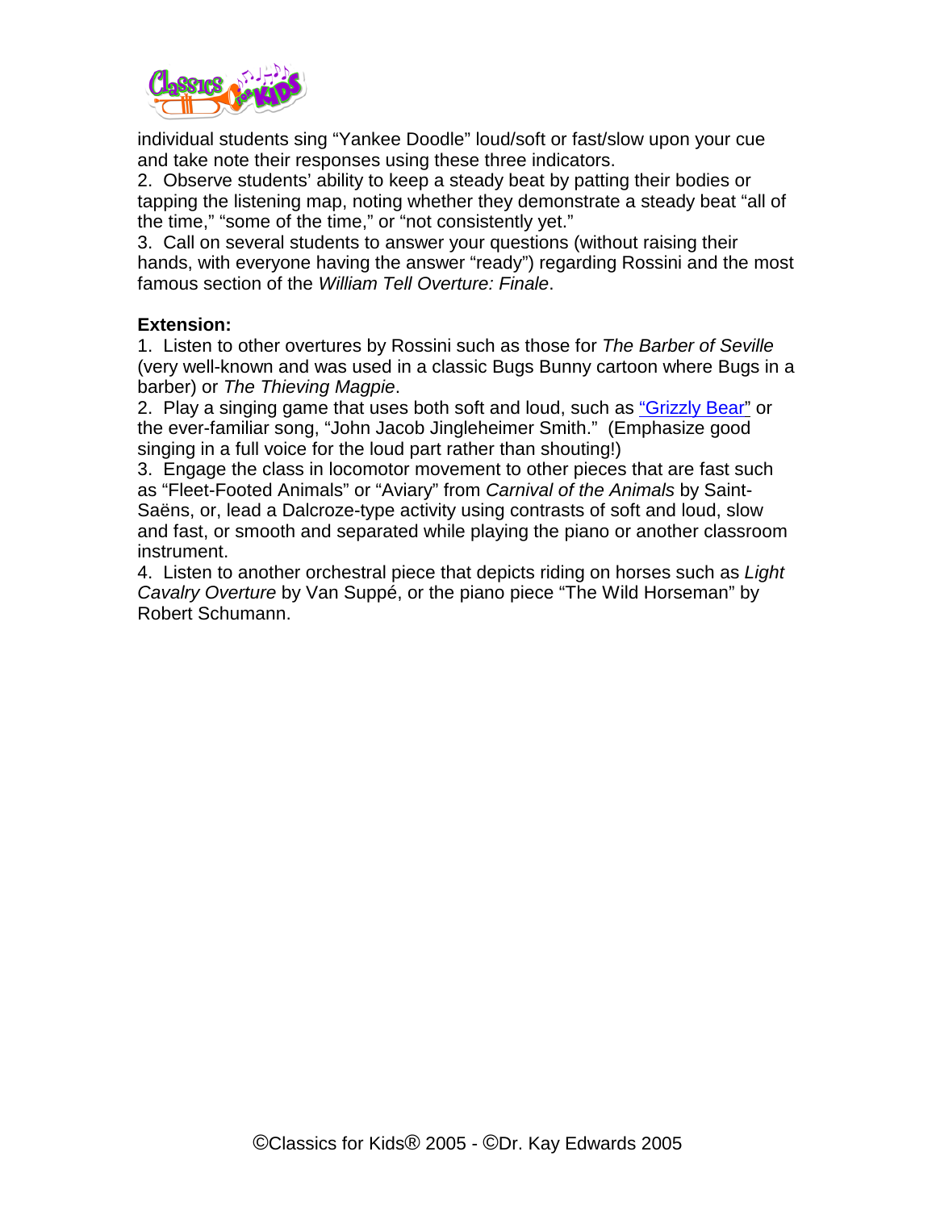individual students sing "Yankee Doodle" loud/soft or fast/slow upon your cue and take note their responses using these three indicators.
2. Observe students' ability to keep a steady beat by patting their bodies or tapping the listening map, noting whether they demonstrate a steady beat "all of the time," "some of the time," or "not consistently yet."
3. Call on several students to answer your questions (without raising their hands, with everyone having the answer "ready") regarding Rossini and the most famous section of the *William Tell Overture: Finale*.

**Extension:**
1. Listen to other overtures by Rossini such as those for *The Barber of Seville* (very well-known and was used in a classic Bugs Bunny cartoon where Bugs in a barber) or *The Thieving Magpie*.
2. Play a singing game that uses both soft and loud, such as "Grizzly Bear" or the ever-familiar song, "John Jacob Jingleheimer Smith." (Emphasize good singing in a full voice for the loud part rather than shouting!)
3. Engage the class in locomotor movement to other pieces that are fast such as "Fleet-Footed Animals" or "Aviary" from *Carnival of the Animals* by Saint-Saëns, or, lead a Dalcroze-type activity using contrasts of soft and loud, slow and fast, or smooth and separated while playing the piano or another classroom instrument.
4. Listen to another orchestral piece that depicts riding on horses such as *Light Cavalry Overture* by Van Suppé, or the piano piece "The Wild Horseman" by Robert Schumann.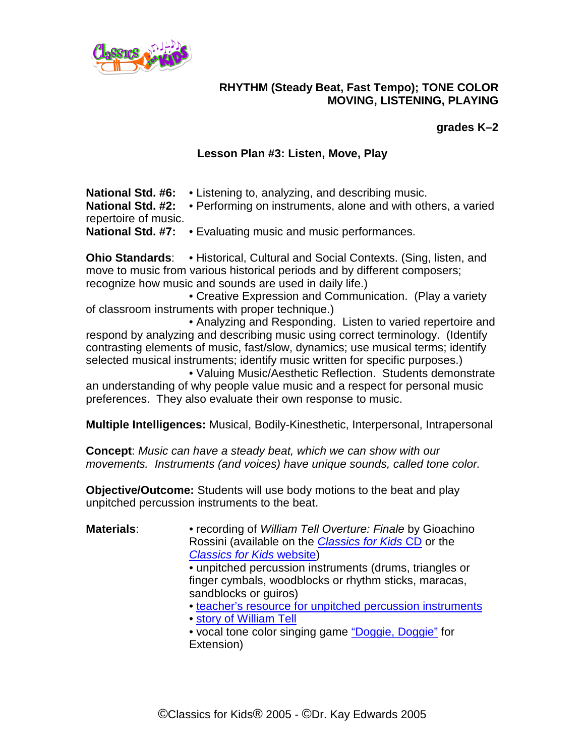**RHYTHM (Steady Beat, Fast Tempo); TONE COLOR**
**MOVING, LISTENING, PLAYING**

**grades K–2**

## Lesson Plan #3: Listen, Move, Play

**National Std. #6:** • Listening to, analyzing, and describing music.
**National Std. #2:** • Performing on instruments, alone and with others, a varied repertoire of music.
**National Std. #7:** • Evaluating music and music performances.

**Ohio Standards**: • Historical, Cultural and Social Contexts. (Sing, listen, and move to music from various historical periods and by different composers; recognize how music and sounds are used in daily life.)
• Creative Expression and Communication. (Play a variety of classroom instruments with proper technique.)
• Analyzing and Responding. Listen to varied repertoire and respond by analyzing and describing music using correct terminology. (Identify contrasting elements of music, fast/slow, dynamics; use musical terms; identify selected musical instruments; identify music written for specific purposes.)
• Valuing Music/Aesthetic Reflection. Students demonstrate an understanding of why people value music and a respect for personal music preferences. They also evaluate their own response to music.

**Multiple Intelligences:** Musical, Bodily-Kinesthetic, Interpersonal, Intrapersonal

**Concept**: *Music can have a steady beat, which we can show with our movements. Instruments (and voices) have unique sounds, called tone color.*

**Objective/Outcome:** Students will use body motions to the beat and play unpitched percussion instruments to the beat.

**Materials**:
- recording of *William Tell Overture: Finale* by Gioachino Rossini (available on the *Classics for Kids* CD or the *Classics for Kids* website)
- unpitched percussion instruments (drums, triangles or finger cymbals, woodblocks or rhythm sticks, maracas, sandblocks or guiros)
- teacher's resource for unpitched percussion instruments
- story of William Tell
- vocal tone color singing game "Doggie, Doggie" for Extension)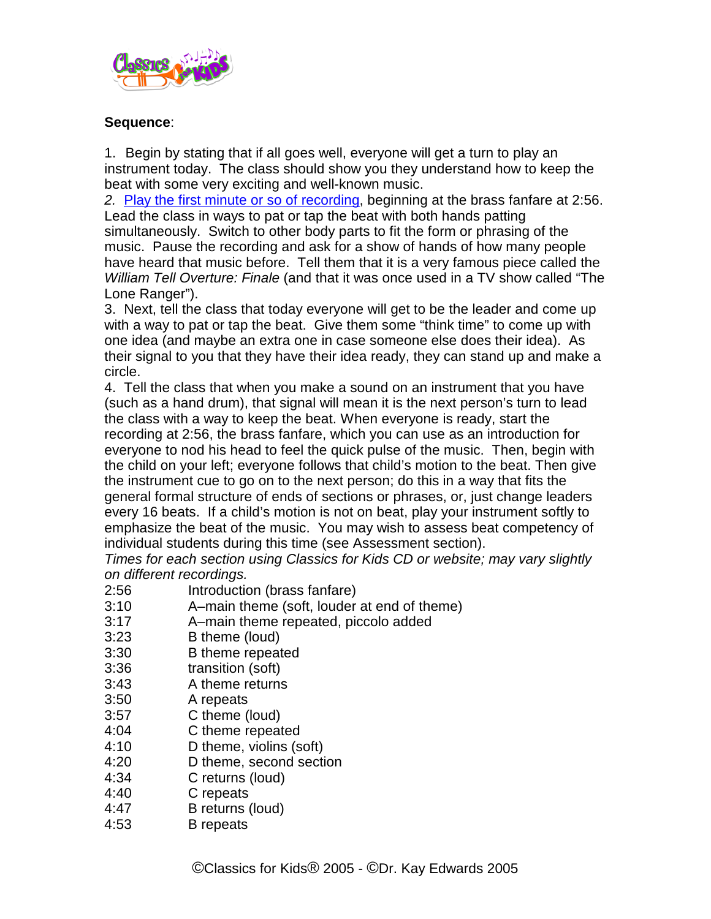**Sequence**:

1. Begin by stating that if all goes well, everyone will get a turn to play an instrument today. The class should show you they understand how to keep the beat with some very exciting and well-known music.

*2.* Play the first minute or so of recording, beginning at the brass fanfare at 2:56. Lead the class in ways to pat or tap the beat with both hands patting simultaneously. Switch to other body parts to fit the form or phrasing of the music. Pause the recording and ask for a show of hands of how many people have heard that music before. Tell them that it is a very famous piece called the *William Tell Overture: Finale* (and that it was once used in a TV show called "The Lone Ranger").

3. Next, tell the class that today everyone will get to be the leader and come up with a way to pat or tap the beat. Give them some "think time" to come up with one idea (and maybe an extra one in case someone else does their idea). As their signal to you that they have their idea ready, they can stand up and make a circle.

4. Tell the class that when you make a sound on an instrument that you have (such as a hand drum), that signal will mean it is the next person's turn to lead the class with a way to keep the beat. When everyone is ready, start the recording at 2:56, the brass fanfare, which you can use as an introduction for everyone to nod his head to feel the quick pulse of the music. Then, begin with the child on your left; everyone follows that child's motion to the beat. Then give the instrument cue to go on to the next person; do this in a way that fits the general formal structure of ends of sections or phrases, or, just change leaders every 16 beats. If a child's motion is not on beat, play your instrument softly to emphasize the beat of the music. You may wish to assess beat competency of individual students during this time (see Assessment section).

*Times for each section using Classics for Kids CD or website; may vary slightly on different recordings.*

| | |
|---|---|
| 2:56 | Introduction (brass fanfare) |
| 3:10 | A–main theme (soft, louder at end of theme) |
| 3:17 | A–main theme repeated, piccolo added |
| 3:23 | B theme (loud) |
| 3:30 | B theme repeated |
| 3:36 | transition (soft) |
| 3:43 | A theme returns |
| 3:50 | A repeats |
| 3:57 | C theme (loud) |
| 4:04 | C theme repeated |
| 4:10 | D theme, violins (soft) |
| 4:20 | D theme, second section |
| 4:34 | C returns (loud) |
| 4:40 | C repeats |
| 4:47 | B returns (loud) |
| 4:53 | B repeats |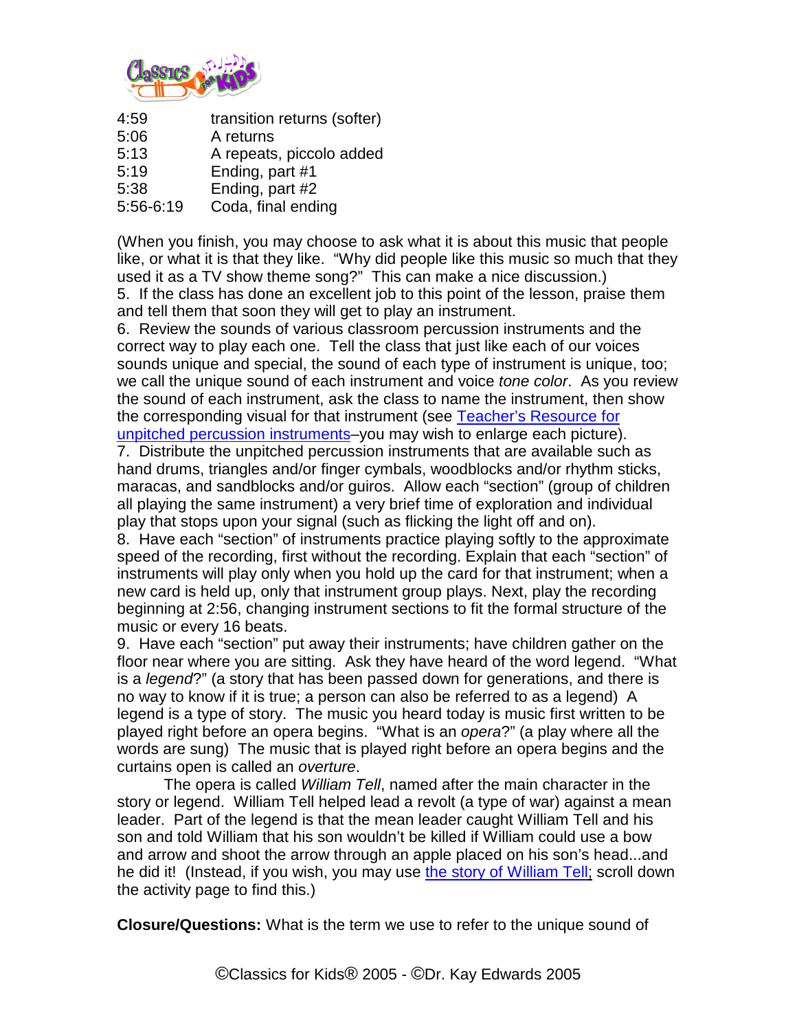| | |
|---|---|
| 4:59 | transition returns (softer) |
| 5:06 | A returns |
| 5:13 | A repeats, piccolo added |
| 5:19 | Ending, part #1 |
| 5:38 | Ending, part #2 |
| 5:56-6:19 | Coda, final ending |

(When you finish, you may choose to ask what it is about this music that people like, or what it is that they like. "Why did people like this music so much that they used it as a TV show theme song?" This can make a nice discussion.)

5. If the class has done an excellent job to this point of the lesson, praise them and tell them that soon they will get to play an instrument.

6. Review the sounds of various classroom percussion instruments and the correct way to play each one. Tell the class that just like each of our voices sounds unique and special, the sound of each type of instrument is unique, too; we call the unique sound of each instrument and voice *tone color*. As you review the sound of each instrument, ask the class to name the instrument, then show the corresponding visual for that instrument (see Teacher's Resource for unpitched percussion instruments–you may wish to enlarge each picture).

7. Distribute the unpitched percussion instruments that are available such as hand drums, triangles and/or finger cymbals, woodblocks and/or rhythm sticks, maracas, and sandblocks and/or guiros. Allow each "section" (group of children all playing the same instrument) a very brief time of exploration and individual play that stops upon your signal (such as flicking the light off and on).

8. Have each "section" of instruments practice playing softly to the approximate speed of the recording, first without the recording. Explain that each "section" of instruments will play only when you hold up the card for that instrument; when a new card is held up, only that instrument group plays. Next, play the recording beginning at 2:56, changing instrument sections to fit the formal structure of the music or every 16 beats.

9. Have each "section" put away their instruments; have children gather on the floor near where you are sitting. Ask they have heard of the word legend. "What is a *legend*?" (a story that has been passed down for generations, and there is no way to know if it is true; a person can also be referred to as a legend) A legend is a type of story. The music you heard today is music first written to be played right before an opera begins. "What is an *opera*?" (a play where all the words are sung) The music that is played right before an opera begins and the curtains open is called an *overture*.

The opera is called *William Tell*, named after the main character in the story or legend. William Tell helped lead a revolt (a type of war) against a mean leader. Part of the legend is that the mean leader caught William Tell and his son and told William that his son wouldn't be killed if William could use a bow and arrow and shoot the arrow through an apple placed on his son's head...and he did it! (Instead, if you wish, you may use the story of William Tell; scroll down the activity page to find this.)

**Closure/Questions:** What is the term we use to refer to the unique sound of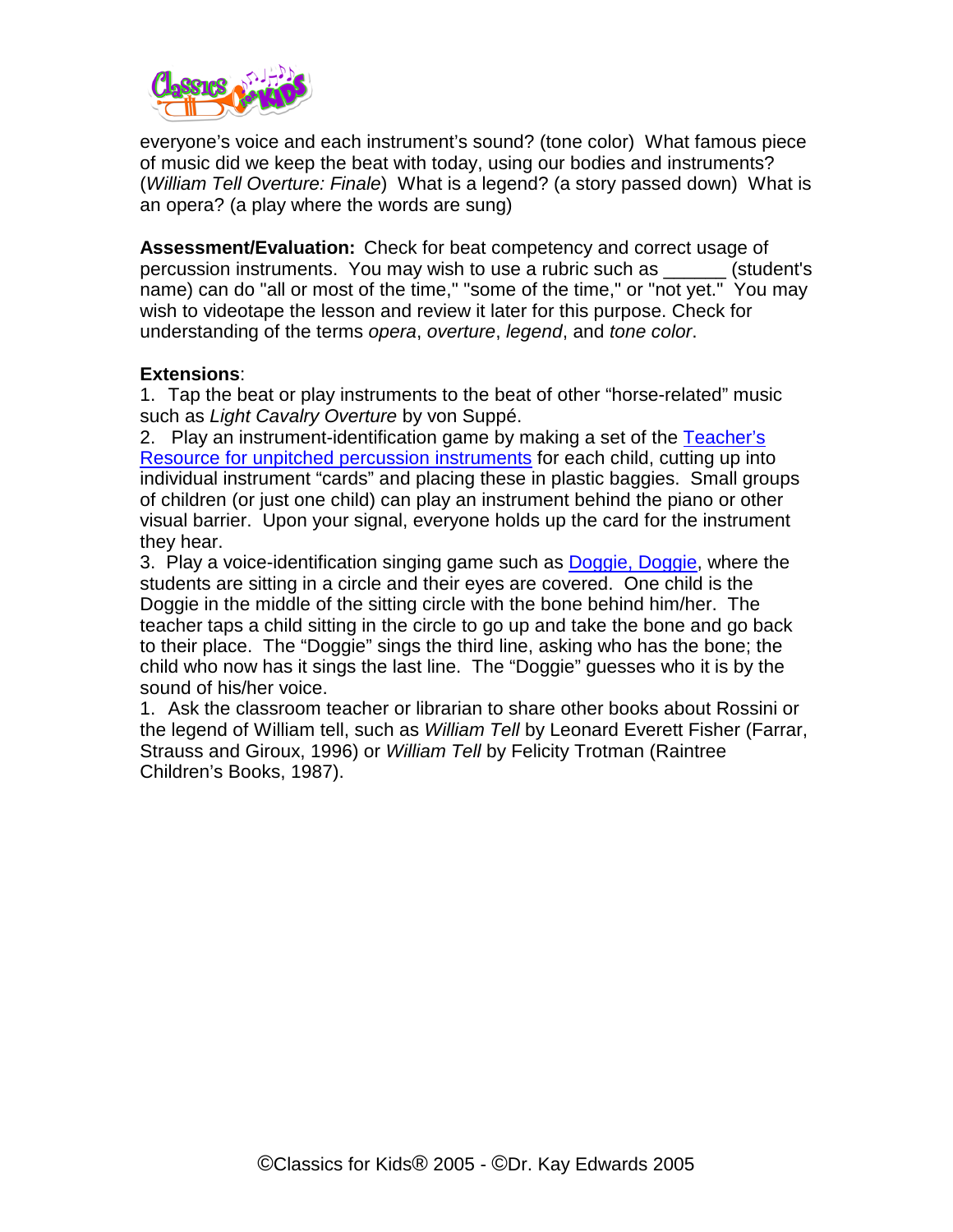everyone's voice and each instrument's sound? (tone color) What famous piece of music did we keep the beat with today, using our bodies and instruments? (*William Tell Overture: Finale*) What is a legend? (a story passed down) What is an opera? (a play where the words are sung)

**Assessment/Evaluation:** Check for beat competency and correct usage of percussion instruments. You may wish to use a rubric such as ______ (student's name) can do "all or most of the time," "some of the time," or "not yet." You may wish to videotape the lesson and review it later for this purpose. Check for understanding of the terms *opera*, *overture*, *legend*, and *tone color*.

**Extensions**:

1. Tap the beat or play instruments to the beat of other "horse-related" music such as *Light Cavalry Overture* by von Suppé.
2. Play an instrument-identification game by making a set of the Teacher's Resource for unpitched percussion instruments for each child, cutting up into individual instrument "cards" and placing these in plastic baggies. Small groups of children (or just one child) can play an instrument behind the piano or other visual barrier. Upon your signal, everyone holds up the card for the instrument they hear.
3. Play a voice-identification singing game such as Doggie, Doggie, where the students are sitting in a circle and their eyes are covered. One child is the Doggie in the middle of the sitting circle with the bone behind him/her. The teacher taps a child sitting in the circle to go up and take the bone and go back to their place. The "Doggie" sings the third line, asking who has the bone; the child who now has it sings the last line. The "Doggie" guesses who it is by the sound of his/her voice.

1. Ask the classroom teacher or librarian to share other books about Rossini or the legend of William tell, such as *William Tell* by Leonard Everett Fisher (Farrar, Strauss and Giroux, 1996) or *William Tell* by Felicity Trotman (Raintree Children's Books, 1987).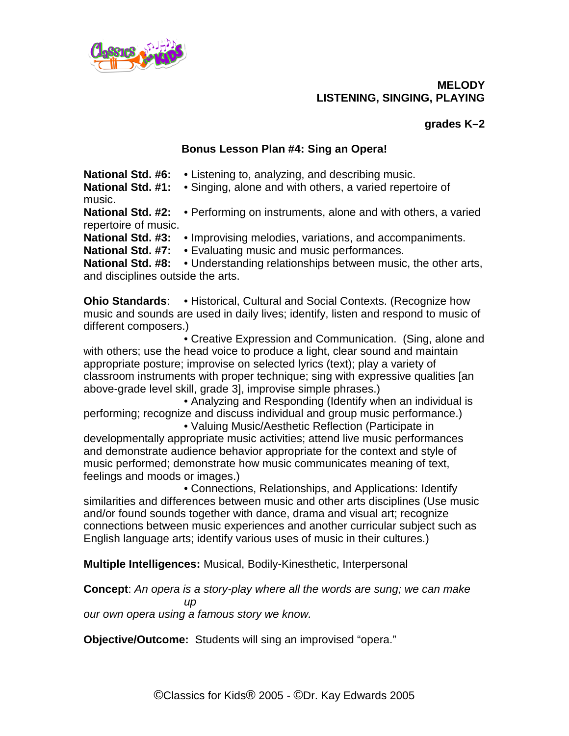**MELODY**
**LISTENING, SINGING, PLAYING**

**grades K–2**

**Bonus Lesson Plan #4: Sing an Opera!**

**National Std. #6:** • Listening to, analyzing, and describing music.
**National Std. #1:** • Singing, alone and with others, a varied repertoire of music.
**National Std. #2:** • Performing on instruments, alone and with others, a varied repertoire of music.
**National Std. #3:** • Improvising melodies, variations, and accompaniments.
**National Std. #7:** • Evaluating music and music performances.
**National Std. #8:** • Understanding relationships between music, the other arts, and disciplines outside the arts.

**Ohio Standards**: • Historical, Cultural and Social Contexts. (Recognize how music and sounds are used in daily lives; identify, listen and respond to music of different composers.)

• Creative Expression and Communication. (Sing, alone and with others; use the head voice to produce a light, clear sound and maintain appropriate posture; improvise on selected lyrics (text); play a variety of classroom instruments with proper technique; sing with expressive qualities [an above-grade level skill, grade 3], improvise simple phrases.)

• Analyzing and Responding (Identify when an individual is performing; recognize and discuss individual and group music performance.)

• Valuing Music/Aesthetic Reflection (Participate in developmentally appropriate music activities; attend live music performances and demonstrate audience behavior appropriate for the context and style of music performed; demonstrate how music communicates meaning of text, feelings and moods or images.)

• Connections, Relationships, and Applications: Identify similarities and differences between music and other arts disciplines (Use music and/or found sounds together with dance, drama and visual art; recognize connections between music experiences and another curricular subject such as English language arts; identify various uses of music in their cultures.)

**Multiple Intelligences:** Musical, Bodily-Kinesthetic, Interpersonal

**Concept**: *An opera is a story-play where all the words are sung; we can make up our own opera using a famous story we know.*

**Objective/Outcome:** Students will sing an improvised "opera."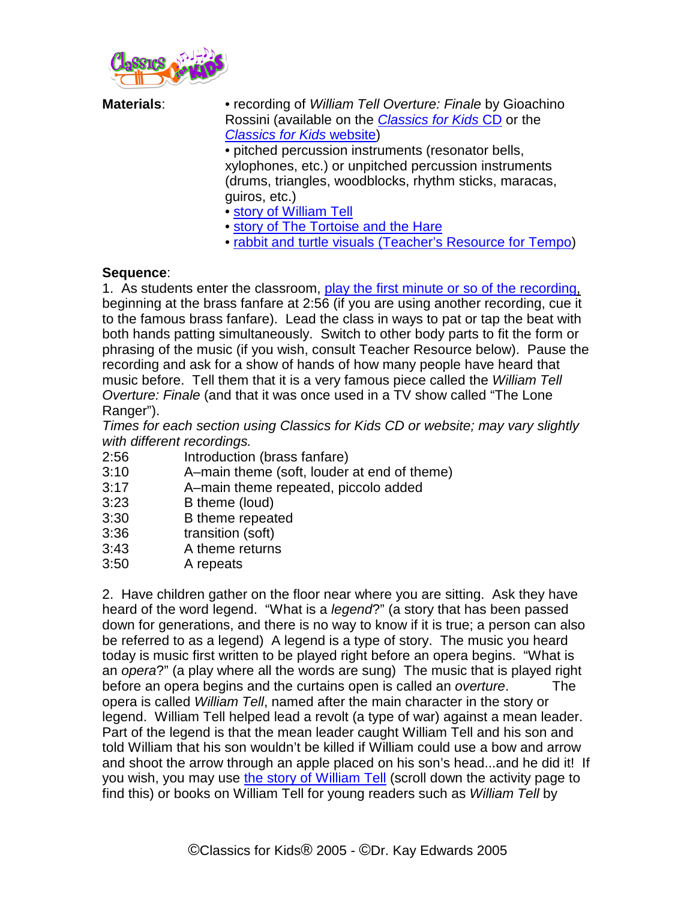**Materials**:

- recording of *William Tell Overture: Finale* by Gioachino Rossini (available on the *Classics for Kids* CD or the *Classics for Kids* website)
- pitched percussion instruments (resonator bells, xylophones, etc.) or unpitched percussion instruments (drums, triangles, woodblocks, rhythm sticks, maracas, guiros, etc.)
- story of William Tell
- story of The Tortoise and the Hare
- rabbit and turtle visuals (Teacher's Resource for Tempo)

**Sequence**:

1. As students enter the classroom, play the first minute or so of the recording, beginning at the brass fanfare at 2:56 (if you are using another recording, cue it to the famous brass fanfare). Lead the class in ways to pat or tap the beat with both hands patting simultaneously. Switch to other body parts to fit the form or phrasing of the music (if you wish, consult Teacher Resource below). Pause the recording and ask for a show of hands of how many people have heard that music before. Tell them that it is a very famous piece called the *William Tell Overture: Finale* (and that it was once used in a TV show called "The Lone Ranger").

*Times for each section using Classics for Kids CD or website; may vary slightly with different recordings.*

| | |
|---|---|
| 2:56 | Introduction (brass fanfare) |
| 3:10 | A–main theme (soft, louder at end of theme) |
| 3:17 | A–main theme repeated, piccolo added |
| 3:23 | B theme (loud) |
| 3:30 | B theme repeated |
| 3:36 | transition (soft) |
| 3:43 | A theme returns |
| 3:50 | A repeats |

2. Have children gather on the floor near where you are sitting. Ask they have heard of the word legend. "What is a *legend*?" (a story that has been passed down for generations, and there is no way to know if it is true; a person can also be referred to as a legend) A legend is a type of story. The music you heard today is music first written to be played right before an opera begins. "What is an *opera*?" (a play where all the words are sung) The music that is played right before an opera begins and the curtains open is called an *overture*. The opera is called *William Tell*, named after the main character in the story or legend. William Tell helped lead a revolt (a type of war) against a mean leader. Part of the legend is that the mean leader caught William Tell and his son and told William that his son wouldn't be killed if William could use a bow and arrow and shoot the arrow through an apple placed on his son's head...and he did it! If you wish, you may use the story of William Tell (scroll down the activity page to find this) or books on William Tell for young readers such as *William Tell* by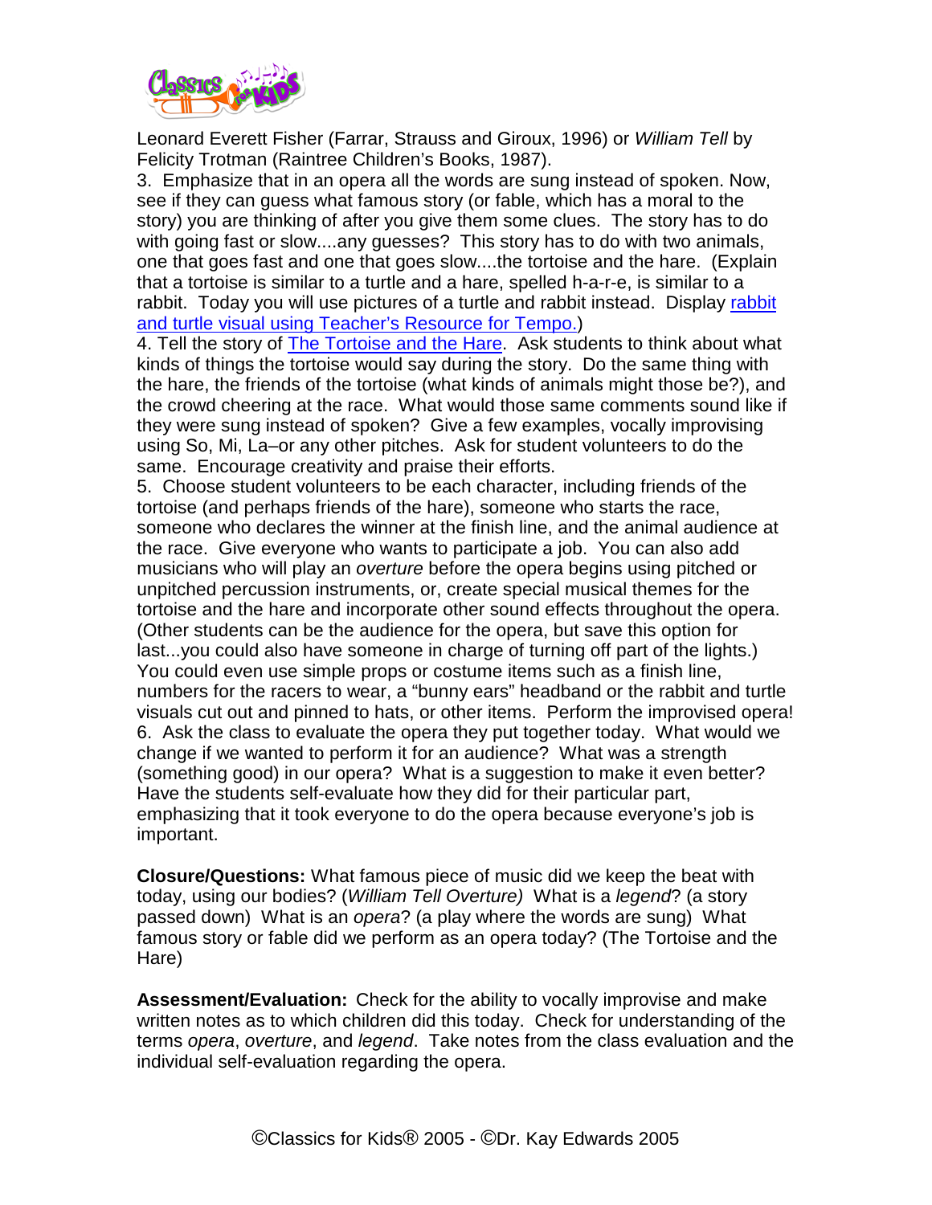Leonard Everett Fisher (Farrar, Strauss and Giroux, 1996) or *William Tell* by Felicity Trotman (Raintree Children's Books, 1987).

3. Emphasize that in an opera all the words are sung instead of spoken. Now, see if they can guess what famous story (or fable, which has a moral to the story) you are thinking of after you give them some clues. The story has to do with going fast or slow....any guesses? This story has to do with two animals, one that goes fast and one that goes slow....the tortoise and the hare. (Explain that a tortoise is similar to a turtle and a hare, spelled h-a-r-e, is similar to a rabbit. Today you will use pictures of a turtle and rabbit instead. Display rabbit and turtle visual using Teacher's Resource for Tempo.)

4. Tell the story of The Tortoise and the Hare. Ask students to think about what kinds of things the tortoise would say during the story. Do the same thing with the hare, the friends of the tortoise (what kinds of animals might those be?), and the crowd cheering at the race. What would those same comments sound like if they were sung instead of spoken? Give a few examples, vocally improvising using So, Mi, La–or any other pitches. Ask for student volunteers to do the same. Encourage creativity and praise their efforts.

5. Choose student volunteers to be each character, including friends of the tortoise (and perhaps friends of the hare), someone who starts the race, someone who declares the winner at the finish line, and the animal audience at the race. Give everyone who wants to participate a job. You can also add musicians who will play an *overture* before the opera begins using pitched or unpitched percussion instruments, or, create special musical themes for the tortoise and the hare and incorporate other sound effects throughout the opera. (Other students can be the audience for the opera, but save this option for last...you could also have someone in charge of turning off part of the lights.) You could even use simple props or costume items such as a finish line, numbers for the racers to wear, a "bunny ears" headband or the rabbit and turtle visuals cut out and pinned to hats, or other items. Perform the improvised opera!

6. Ask the class to evaluate the opera they put together today. What would we change if we wanted to perform it for an audience? What was a strength (something good) in our opera? What is a suggestion to make it even better? Have the students self-evaluate how they did for their particular part, emphasizing that it took everyone to do the opera because everyone's job is important.

**Closure/Questions:** What famous piece of music did we keep the beat with today, using our bodies? (*William Tell Overture)* What is a *legend*? (a story passed down) What is an *opera*? (a play where the words are sung) What famous story or fable did we perform as an opera today? (The Tortoise and the Hare)

**Assessment/Evaluation:** Check for the ability to vocally improvise and make written notes as to which children did this today. Check for understanding of the terms *opera*, *overture*, and *legend*. Take notes from the class evaluation and the individual self-evaluation regarding the opera.

©Classics for Kids® 2005 - ©Dr. Kay Edwards 2005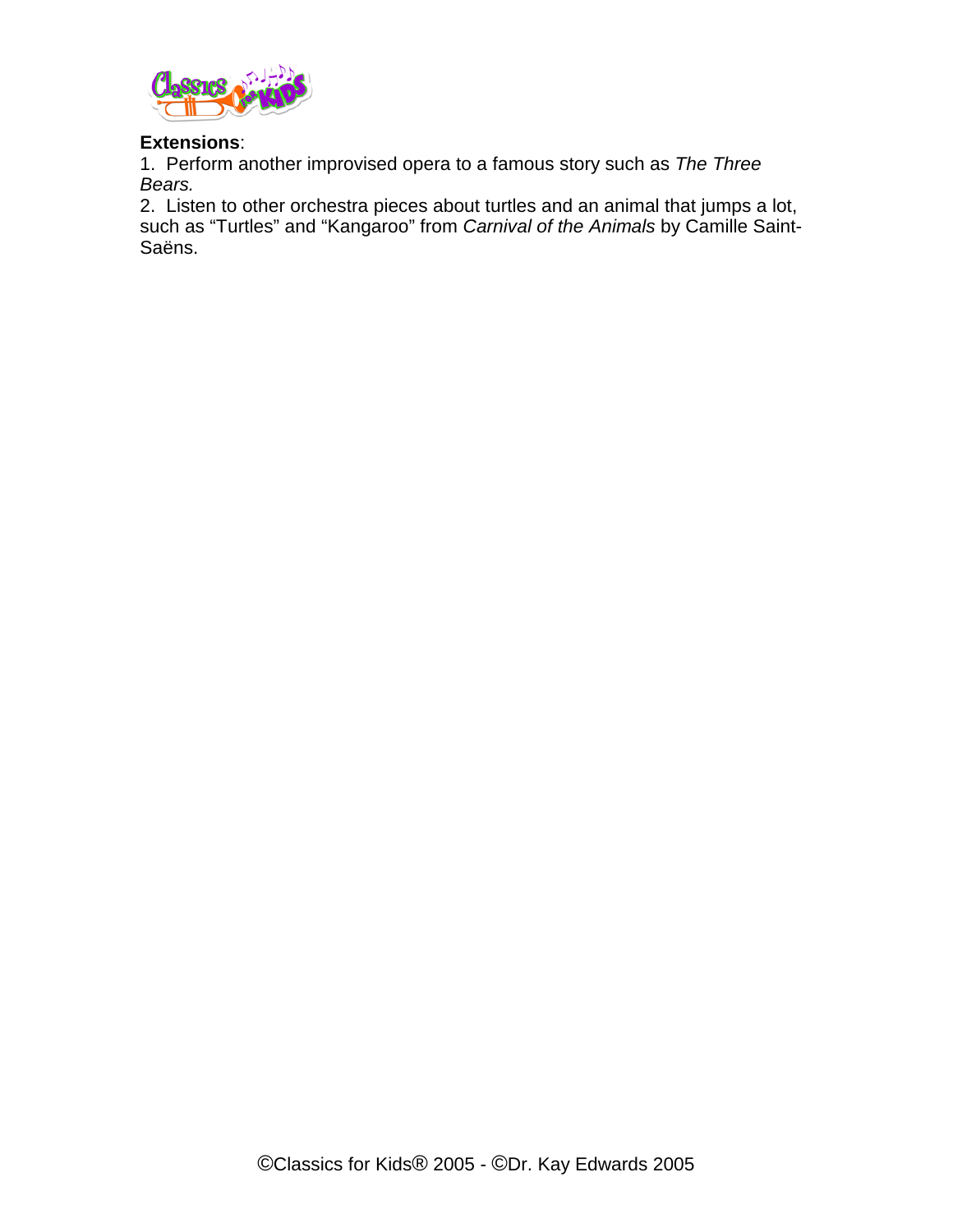**Extensions**:

1. Perform another improvised opera to a famous story such as *The Three Bears.*
2. Listen to other orchestra pieces about turtles and an animal that jumps a lot, such as “Turtles” and “Kangaroo” from *Carnival of the Animals* by Camille Saint-Saëns.

©Classics for Kids® 2005 - ©Dr. Kay Edwards 2005